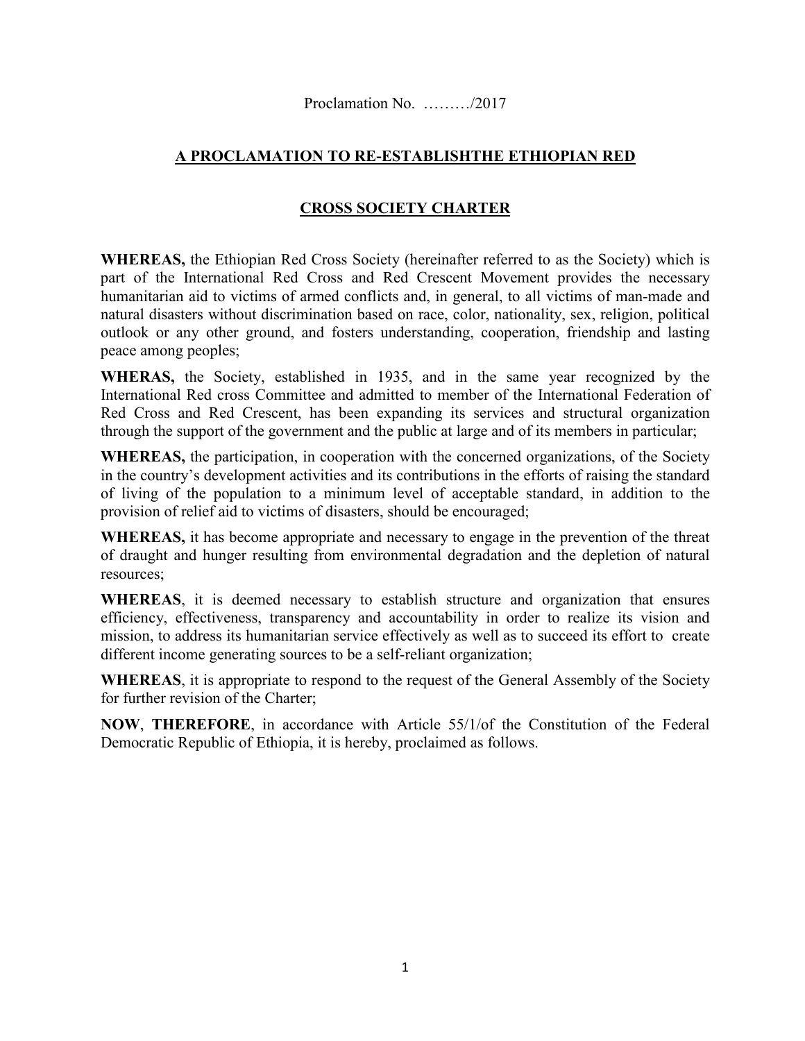Proclamation No. ………/2017

## A PROCLAMATION TO RE-ESTABLISHTHE ETHIOPIAN RED CROSS SOCIETY CHARTER

**WHEREAS,** the Ethiopian Red Cross Society (hereinafter referred to as the Society) which is part of the International Red Cross and Red Crescent Movement provides the necessary humanitarian aid to victims of armed conflicts and, in general, to all victims of man-made and natural disasters without discrimination based on race, color, nationality, sex, religion, political outlook or any other ground, and fosters understanding, cooperation, friendship and lasting peace among peoples;

**WHERAS,** the Society, established in 1935, and in the same year recognized by the International Red cross Committee and admitted to member of the International Federation of Red Cross and Red Crescent, has been expanding its services and structural organization through the support of the government and the public at large and of its members in particular;

**WHEREAS,** the participation, in cooperation with the concerned organizations, of the Society in the country's development activities and its contributions in the efforts of raising the standard of living of the population to a minimum level of acceptable standard, in addition to the provision of relief aid to victims of disasters, should be encouraged;

**WHEREAS,** it has become appropriate and necessary to engage in the prevention of the threat of draught and hunger resulting from environmental degradation and the depletion of natural resources;

**WHEREAS**, it is deemed necessary to establish structure and organization that ensures efficiency, effectiveness, transparency and accountability in order to realize its vision and mission, to address its humanitarian service effectively as well as to succeed its effort to create different income generating sources to be a self-reliant organization;

**WHEREAS**, it is appropriate to respond to the request of the General Assembly of the Society for further revision of the Charter;

**NOW**, **THEREFORE**, in accordance with Article 55/1/of the Constitution of the Federal Democratic Republic of Ethiopia, it is hereby, proclaimed as follows.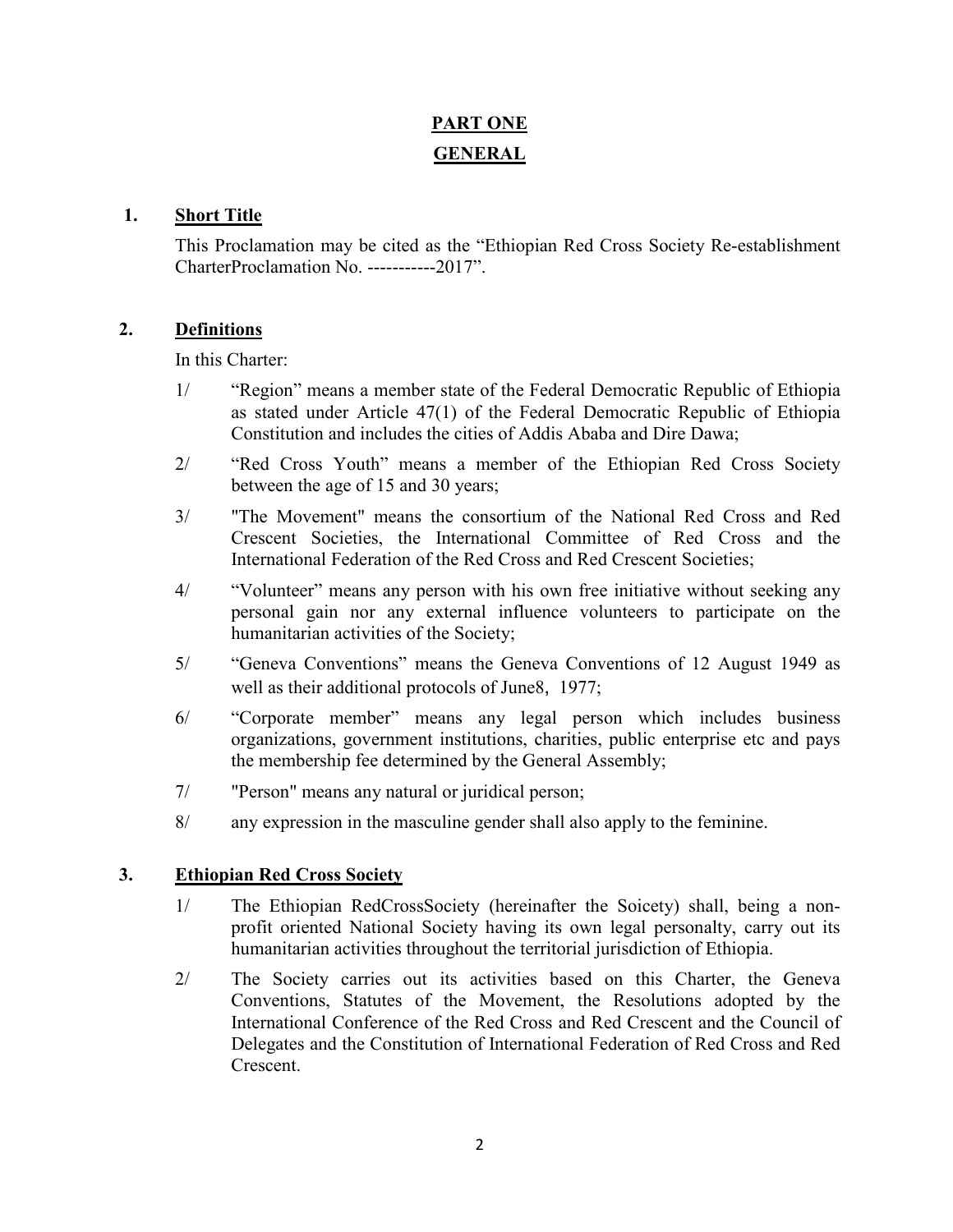# PART ONE

# GENERAL

## 1. Short Title

This Proclamation may be cited as the "Ethiopian Red Cross Society Re-establishment CharterProclamation No. -----------2017".

## 2. Definitions

In this Charter:

1/ "Region" means a member state of the Federal Democratic Republic of Ethiopia as stated under Article 47(1) of the Federal Democratic Republic of Ethiopia Constitution and includes the cities of Addis Ababa and Dire Dawa;

2/ "Red Cross Youth" means a member of the Ethiopian Red Cross Society between the age of 15 and 30 years;

3/ "The Movement" means the consortium of the National Red Cross and Red Crescent Societies, the International Committee of Red Cross and the International Federation of the Red Cross and Red Crescent Societies;

4/ "Volunteer" means any person with his own free initiative without seeking any personal gain nor any external influence volunteers to participate on the humanitarian activities of the Society;

5/ "Geneva Conventions" means the Geneva Conventions of 12 August 1949 as well as their additional protocols of June8, 1977;

6/ "Corporate member" means any legal person which includes business organizations, government institutions, charities, public enterprise etc and pays the membership fee determined by the General Assembly;

7/ "Person" means any natural or juridical person;

8/ any expression in the masculine gender shall also apply to the feminine.

## 3. Ethiopian Red Cross Society

1/ The Ethiopian RedCrossSociety (hereinafter the Soicety) shall, being a non-profit oriented National Society having its own legal personalty, carry out its humanitarian activities throughout the territorial jurisdiction of Ethiopia.

2/ The Society carries out its activities based on this Charter, the Geneva Conventions, Statutes of the Movement, the Resolutions adopted by the International Conference of the Red Cross and Red Crescent and the Council of Delegates and the Constitution of International Federation of Red Cross and Red Crescent.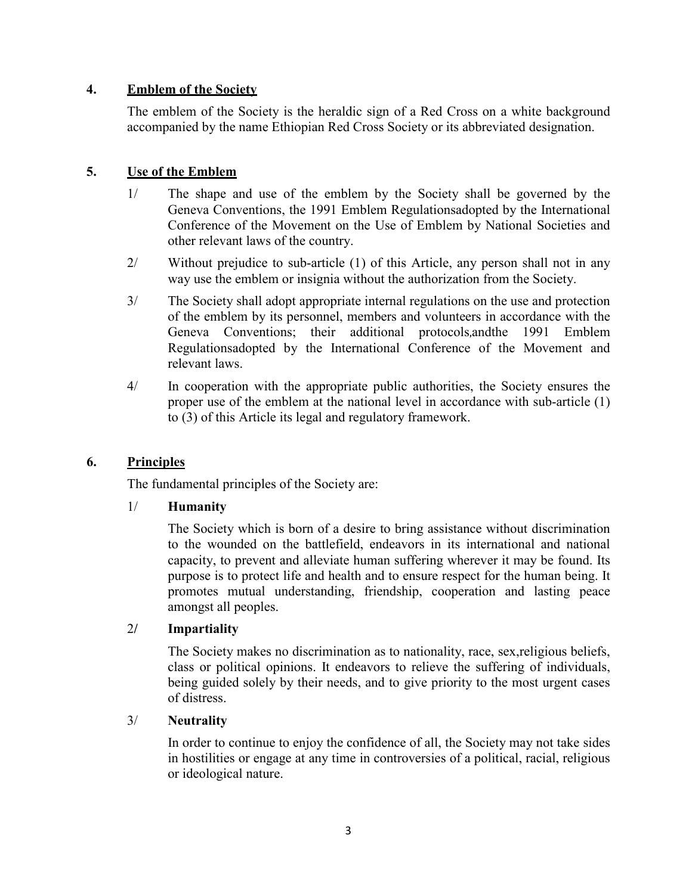## 4. **Emblem of the Society**

The emblem of the Society is the heraldic sign of a Red Cross on a white background accompanied by the name Ethiopian Red Cross Society or its abbreviated designation.

## 5. **Use of the Emblem**

1/ The shape and use of the emblem by the Society shall be governed by the Geneva Conventions, the 1991 Emblem Regulationsadopted by the International Conference of the Movement on the Use of Emblem by National Societies and other relevant laws of the country.

2/ Without prejudice to sub-article (1) of this Article, any person shall not in any way use the emblem or insignia without the authorization from the Society.

3/ The Society shall adopt appropriate internal regulations on the use and protection of the emblem by its personnel, members and volunteers in accordance with the Geneva Conventions; their additional protocols,andthe 1991 Emblem Regulationsadopted by the International Conference of the Movement and relevant laws.

4/ In cooperation with the appropriate public authorities, the Society ensures the proper use of the emblem at the national level in accordance with sub-article (1) to (3) of this Article its legal and regulatory framework.

## 6. **Principles**

The fundamental principles of the Society are:

1/ **Humanity**

The Society which is born of a desire to bring assistance without discrimination to the wounded on the battlefield, endeavors in its international and national capacity, to prevent and alleviate human suffering wherever it may be found. Its purpose is to protect life and health and to ensure respect for the human being. It promotes mutual understanding, friendship, cooperation and lasting peace amongst all peoples.

2/ **Impartiality**

The Society makes no discrimination as to nationality, race, sex,religious beliefs, class or political opinions. It endeavors to relieve the suffering of individuals, being guided solely by their needs, and to give priority to the most urgent cases of distress.

3/ **Neutrality**

In order to continue to enjoy the confidence of all, the Society may not take sides in hostilities or engage at any time in controversies of a political, racial, religious or ideological nature.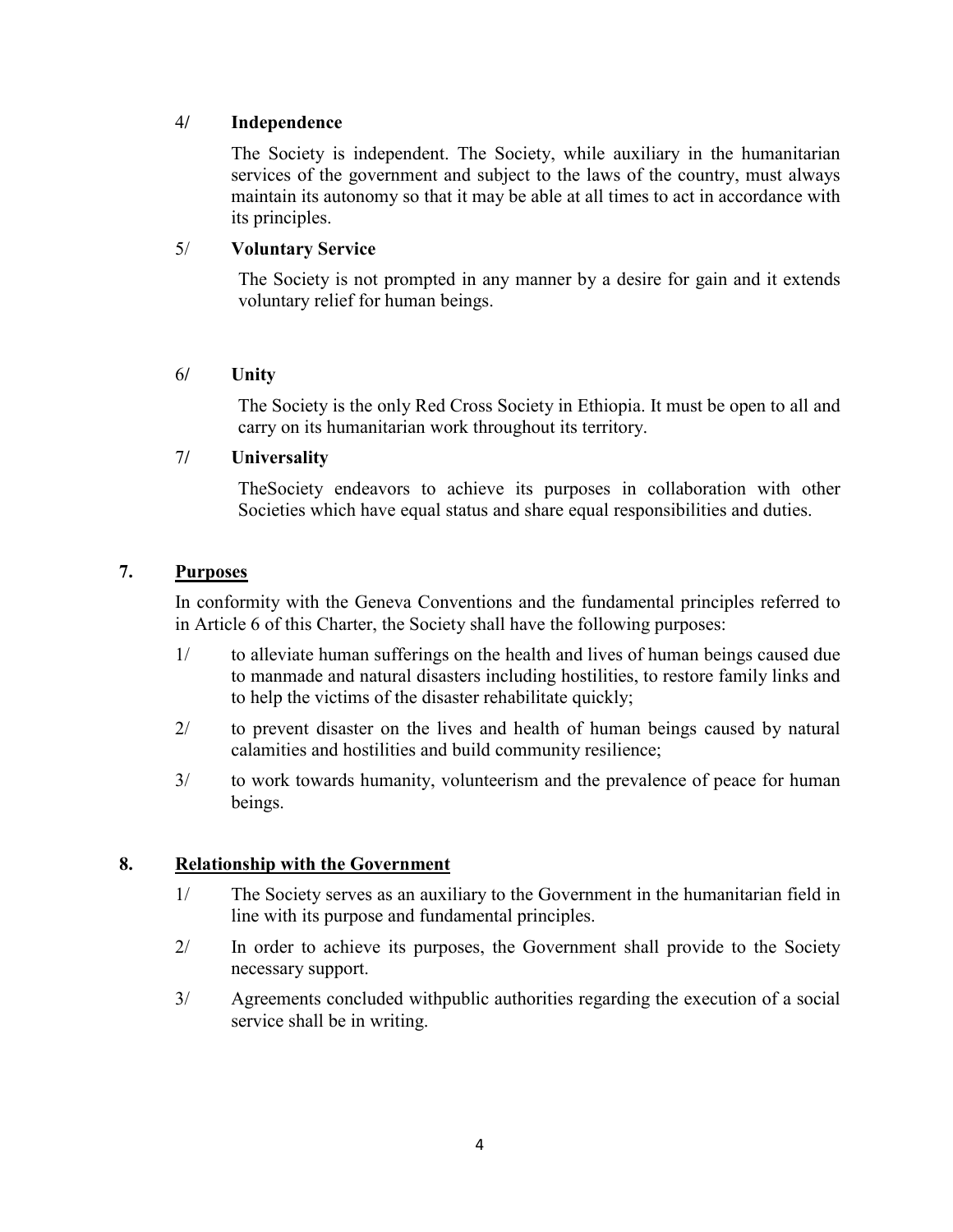4/ **Independence**

The Society is independent. The Society, while auxiliary in the humanitarian services of the government and subject to the laws of the country, must always maintain its autonomy so that it may be able at all times to act in accordance with its principles.

5/ **Voluntary Service**

The Society is not prompted in any manner by a desire for gain and it extends voluntary relief for human beings.

6/ **Unity**

The Society is the only Red Cross Society in Ethiopia. It must be open to all and carry on its humanitarian work throughout its territory.

7/ **Universality**

TheSociety endeavors to achieve its purposes in collaboration with other Societies which have equal status and share equal responsibilities and duties.

## 7. Purposes

In conformity with the Geneva Conventions and the fundamental principles referred to in Article 6 of this Charter, the Society shall have the following purposes:

1/ to alleviate human sufferings on the health and lives of human beings caused due to manmade and natural disasters including hostilities, to restore family links and to help the victims of the disaster rehabilitate quickly;

2/ to prevent disaster on the lives and health of human beings caused by natural calamities and hostilities and build community resilience;

3/ to work towards humanity, volunteerism and the prevalence of peace for human beings.

## 8. Relationship with the Government

1/ The Society serves as an auxiliary to the Government in the humanitarian field in line with its purpose and fundamental principles.

2/ In order to achieve its purposes, the Government shall provide to the Society necessary support.

3/ Agreements concluded withpublic authorities regarding the execution of a social service shall be in writing.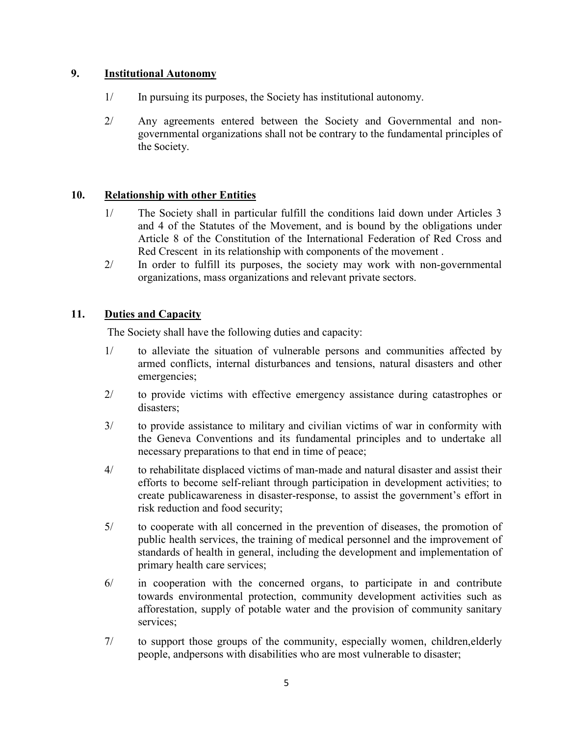## 9. Institutional Autonomy

1/ In pursuing its purposes, the Society has institutional autonomy.

2/ Any agreements entered between the Society and Governmental and non-governmental organizations shall not be contrary to the fundamental principles of the Society.

## 10. Relationship with other Entities

1/ The Society shall in particular fulfill the conditions laid down under Articles 3 and 4 of the Statutes of the Movement, and is bound by the obligations under Article 8 of the Constitution of the International Federation of Red Cross and Red Crescent in its relationship with components of the movement .

2/ In order to fulfill its purposes, the society may work with non-governmental organizations, mass organizations and relevant private sectors.

## 11. Duties and Capacity

The Society shall have the following duties and capacity:

1/ to alleviate the situation of vulnerable persons and communities affected by armed conflicts, internal disturbances and tensions, natural disasters and other emergencies;

2/ to provide victims with effective emergency assistance during catastrophes or disasters;

3/ to provide assistance to military and civilian victims of war in conformity with the Geneva Conventions and its fundamental principles and to undertake all necessary preparations to that end in time of peace;

4/ to rehabilitate displaced victims of man-made and natural disaster and assist their efforts to become self-reliant through participation in development activities; to create publicawareness in disaster-response, to assist the government's effort in risk reduction and food security;

5/ to cooperate with all concerned in the prevention of diseases, the promotion of public health services, the training of medical personnel and the improvement of standards of health in general, including the development and implementation of primary health care services;

6/ in cooperation with the concerned organs, to participate in and contribute towards environmental protection, community development activities such as afforestation, supply of potable water and the provision of community sanitary services;

7/ to support those groups of the community, especially women, children,elderly people, andpersons with disabilities who are most vulnerable to disaster;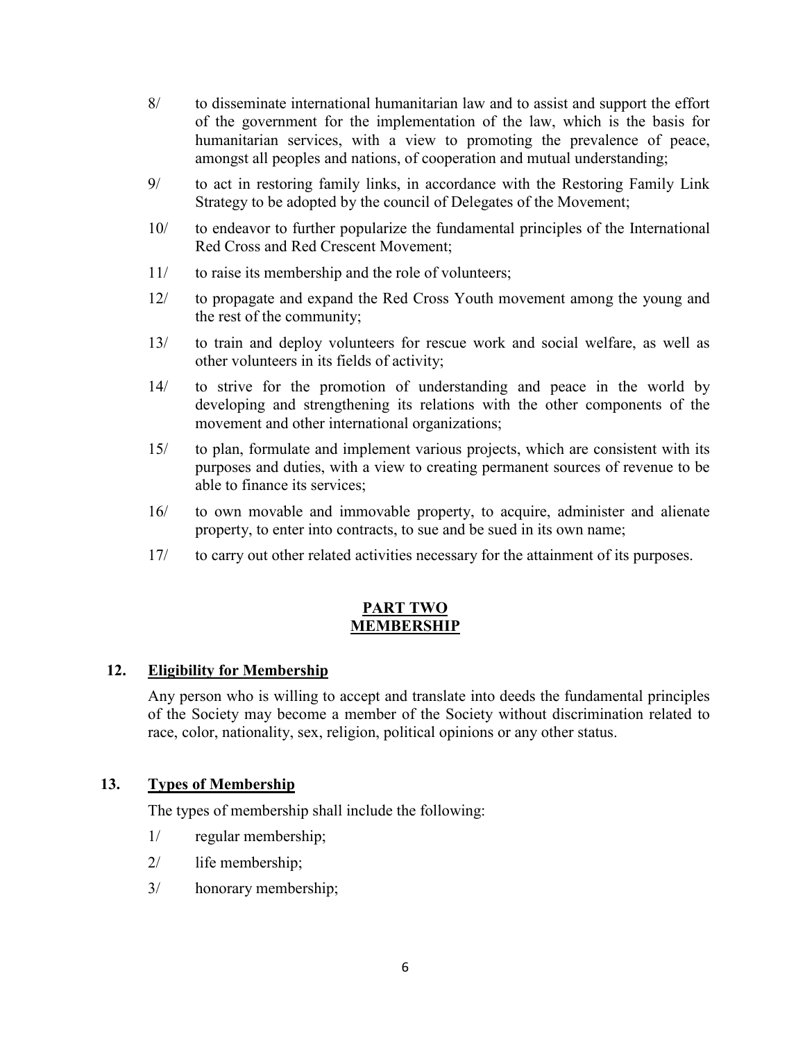8/ to disseminate international humanitarian law and to assist and support the effort of the government for the implementation of the law, which is the basis for humanitarian services, with a view to promoting the prevalence of peace, amongst all peoples and nations, of cooperation and mutual understanding;

9/ to act in restoring family links, in accordance with the Restoring Family Link Strategy to be adopted by the council of Delegates of the Movement;

10/ to endeavor to further popularize the fundamental principles of the International Red Cross and Red Crescent Movement;

11/ to raise its membership and the role of volunteers;

12/ to propagate and expand the Red Cross Youth movement among the young and the rest of the community;

13/ to train and deploy volunteers for rescue work and social welfare, as well as other volunteers in its fields of activity;

14/ to strive for the promotion of understanding and peace in the world by developing and strengthening its relations with the other components of the movement and other international organizations;

15/ to plan, formulate and implement various projects, which are consistent with its purposes and duties, with a view to creating permanent sources of revenue to be able to finance its services;

16/ to own movable and immovable property, to acquire, administer and alienate property, to enter into contracts, to sue and be sued in its own name;

17/ to carry out other related activities necessary for the attainment of its purposes.

## PART TWO
## MEMBERSHIP

### 12. Eligibility for Membership

Any person who is willing to accept and translate into deeds the fundamental principles of the Society may become a member of the Society without discrimination related to race, color, nationality, sex, religion, political opinions or any other status.

### 13. Types of Membership

The types of membership shall include the following:

1/ regular membership;

2/ life membership;

3/ honorary membership;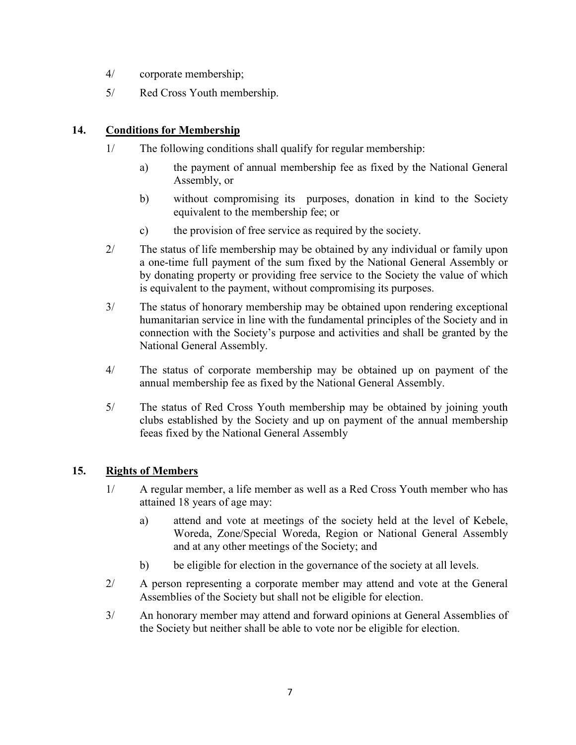4/ corporate membership;

5/ Red Cross Youth membership.

## 14. Conditions for Membership

1/ The following conditions shall qualify for regular membership:

a) the payment of annual membership fee as fixed by the National General Assembly, or

b) without compromising its purposes, donation in kind to the Society equivalent to the membership fee; or

c) the provision of free service as required by the society.

2/ The status of life membership may be obtained by any individual or family upon a one-time full payment of the sum fixed by the National General Assembly or by donating property or providing free service to the Society the value of which is equivalent to the payment, without compromising its purposes.

3/ The status of honorary membership may be obtained upon rendering exceptional humanitarian service in line with the fundamental principles of the Society and in connection with the Society's purpose and activities and shall be granted by the National General Assembly.

4/ The status of corporate membership may be obtained up on payment of the annual membership fee as fixed by the National General Assembly.

5/ The status of Red Cross Youth membership may be obtained by joining youth clubs established by the Society and up on payment of the annual membership feeas fixed by the National General Assembly

## 15. Rights of Members

1/ A regular member, a life member as well as a Red Cross Youth member who has attained 18 years of age may:

a) attend and vote at meetings of the society held at the level of Kebele, Woreda, Zone/Special Woreda, Region or National General Assembly and at any other meetings of the Society; and

b) be eligible for election in the governance of the society at all levels.

2/ A person representing a corporate member may attend and vote at the General Assemblies of the Society but shall not be eligible for election.

3/ An honorary member may attend and forward opinions at General Assemblies of the Society but neither shall be able to vote nor be eligible for election.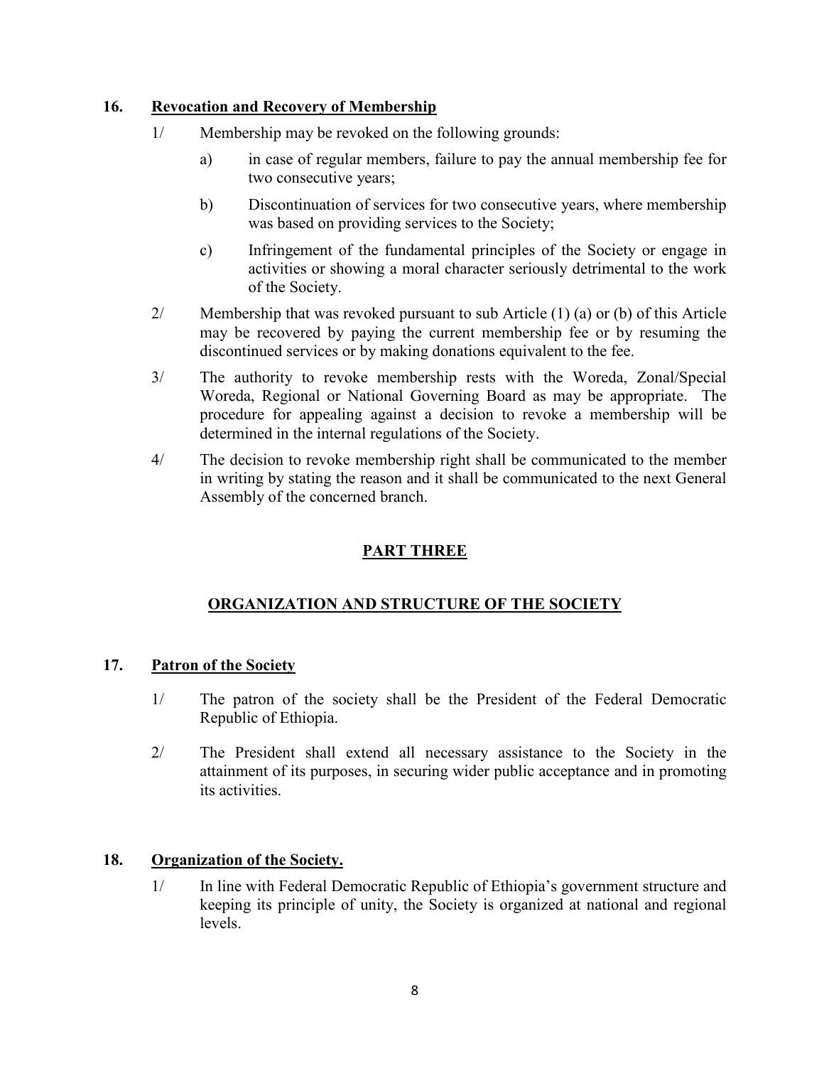### 16. Revocation and Recovery of Membership

1/ Membership may be revoked on the following grounds:

a) in case of regular members, failure to pay the annual membership fee for two consecutive years;

b) Discontinuation of services for two consecutive years, where membership was based on providing services to the Society;

c) Infringement of the fundamental principles of the Society or engage in activities or showing a moral character seriously detrimental to the work of the Society.

2/ Membership that was revoked pursuant to sub Article (1) (a) or (b) of this Article may be recovered by paying the current membership fee or by resuming the discontinued services or by making donations equivalent to the fee.

3/ The authority to revoke membership rests with the Woreda, Zonal/Special Woreda, Regional or National Governing Board as may be appropriate. The procedure for appealing against a decision to revoke a membership will be determined in the internal regulations of the Society.

4/ The decision to revoke membership right shall be communicated to the member in writing by stating the reason and it shall be communicated to the next General Assembly of the concerned branch.

## PART THREE

## ORGANIZATION AND STRUCTURE OF THE SOCIETY

### 17. Patron of the Society

1/ The patron of the society shall be the President of the Federal Democratic Republic of Ethiopia.

2/ The President shall extend all necessary assistance to the Society in the attainment of its purposes, in securing wider public acceptance and in promoting its activities.

### 18. Organization of the Society.

1/ In line with Federal Democratic Republic of Ethiopia's government structure and keeping its principle of unity, the Society is organized at national and regional levels.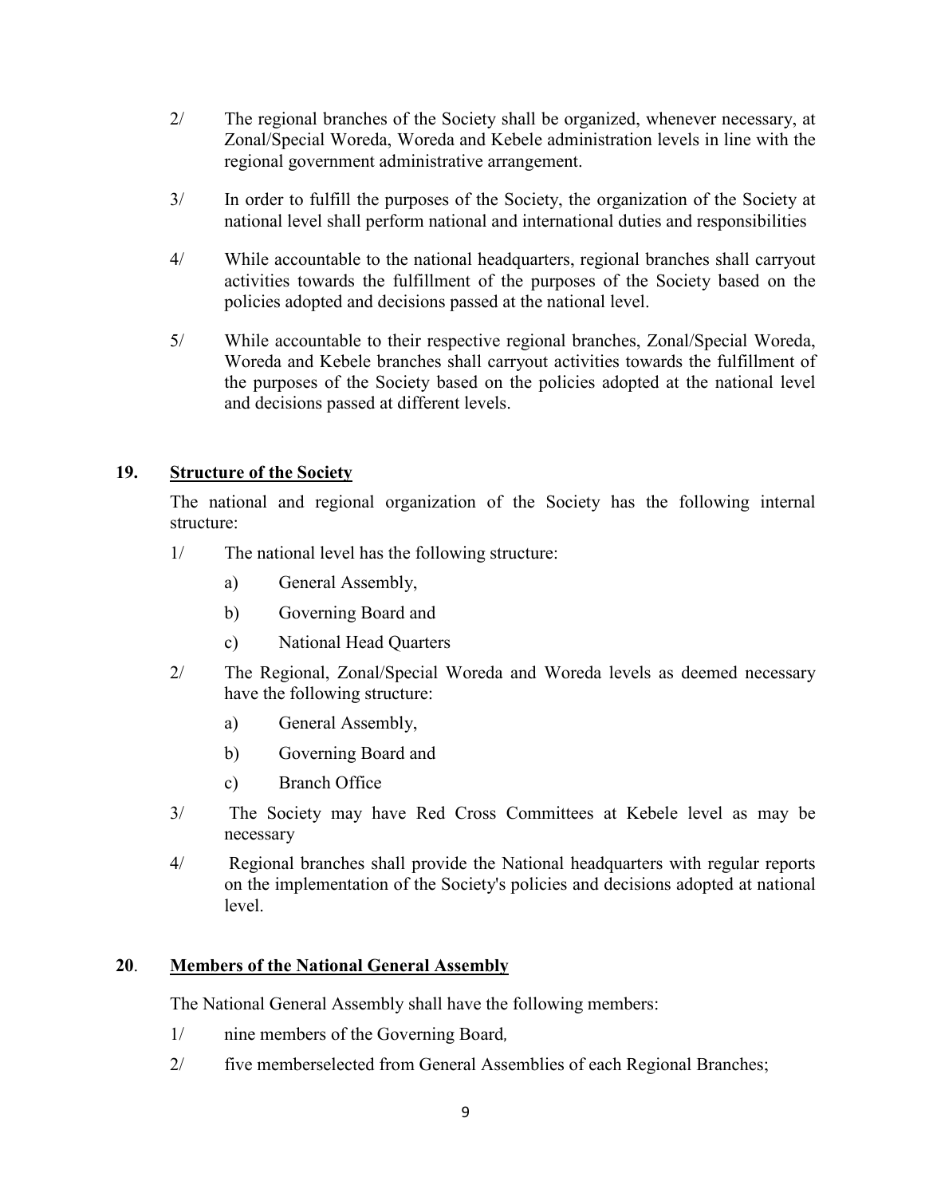2/ The regional branches of the Society shall be organized, whenever necessary, at Zonal/Special Woreda, Woreda and Kebele administration levels in line with the regional government administrative arrangement.

3/ In order to fulfill the purposes of the Society, the organization of the Society at national level shall perform national and international duties and responsibilities

4/ While accountable to the national headquarters, regional branches shall carryout activities towards the fulfillment of the purposes of the Society based on the policies adopted and decisions passed at the national level.

5/ While accountable to their respective regional branches, Zonal/Special Woreda, Woreda and Kebele branches shall carryout activities towards the fulfillment of the purposes of the Society based on the policies adopted at the national level and decisions passed at different levels.

## 19. Structure of the Society

The national and regional organization of the Society has the following internal structure:

1/ The national level has the following structure:

- a) General Assembly,
- b) Governing Board and
- c) National Head Quarters

2/ The Regional, Zonal/Special Woreda and Woreda levels as deemed necessary have the following structure:

- a) General Assembly,
- b) Governing Board and
- c) Branch Office

3/ The Society may have Red Cross Committees at Kebele level as may be necessary

4/ Regional branches shall provide the National headquarters with regular reports on the implementation of the Society's policies and decisions adopted at national level.

## 20. Members of the National General Assembly

The National General Assembly shall have the following members:

1/ nine members of the Governing Board,

2/ five memberselected from General Assemblies of each Regional Branches;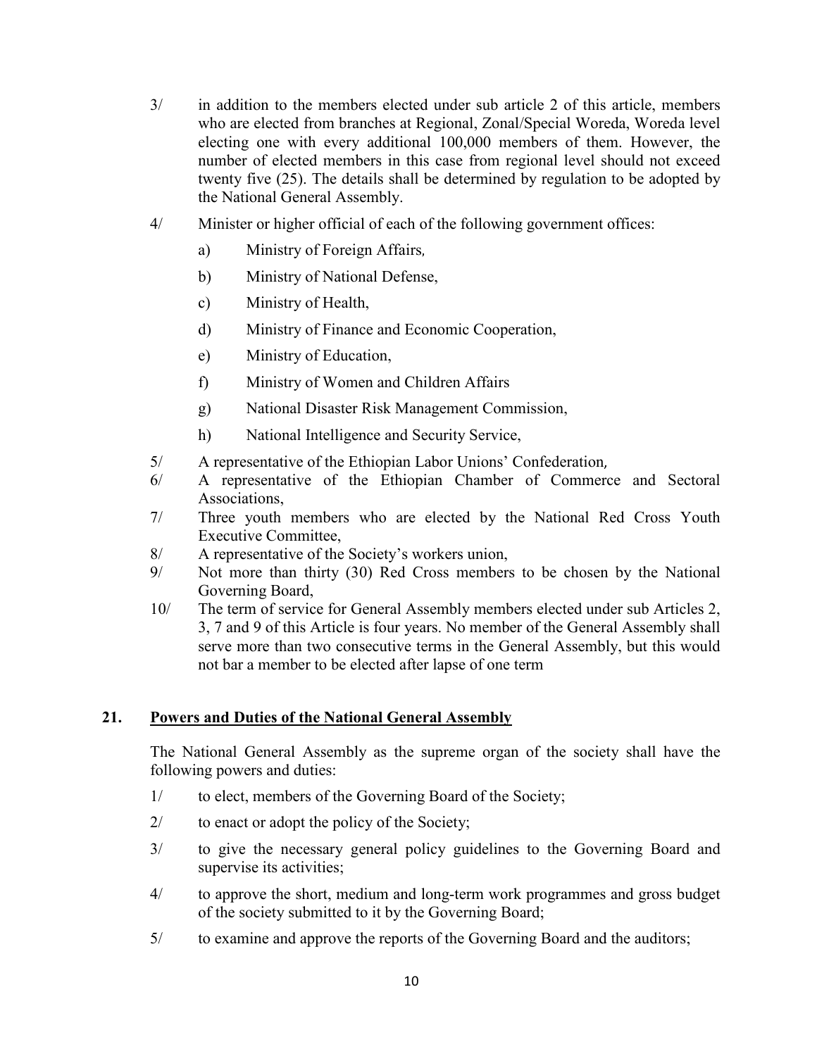3/ in addition to the members elected under sub article 2 of this article, members who are elected from branches at Regional, Zonal/Special Woreda, Woreda level electing one with every additional 100,000 members of them. However, the number of elected members in this case from regional level should not exceed twenty five (25). The details shall be determined by regulation to be adopted by the National General Assembly.

4/ Minister or higher official of each of the following government offices:

   a) Ministry of Foreign Affairs,

   b) Ministry of National Defense,

   c) Ministry of Health,

   d) Ministry of Finance and Economic Cooperation,

   e) Ministry of Education,

   f) Ministry of Women and Children Affairs

   g) National Disaster Risk Management Commission,

   h) National Intelligence and Security Service,

5/ A representative of the Ethiopian Labor Unions' Confederation,

6/ A representative of the Ethiopian Chamber of Commerce and Sectoral Associations,

7/ Three youth members who are elected by the National Red Cross Youth Executive Committee,

8/ A representative of the Society's workers union,

9/ Not more than thirty (30) Red Cross members to be chosen by the National Governing Board,

10/ The term of service for General Assembly members elected under sub Articles 2, 3, 7 and 9 of this Article is four years. No member of the General Assembly shall serve more than two consecutive terms in the General Assembly, but this would not bar a member to be elected after lapse of one term

## 21. Powers and Duties of the National General Assembly

The National General Assembly as the supreme organ of the society shall have the following powers and duties:

1/ to elect, members of the Governing Board of the Society;

2/ to enact or adopt the policy of the Society;

3/ to give the necessary general policy guidelines to the Governing Board and supervise its activities;

4/ to approve the short, medium and long-term work programmes and gross budget of the society submitted to it by the Governing Board;

5/ to examine and approve the reports of the Governing Board and the auditors;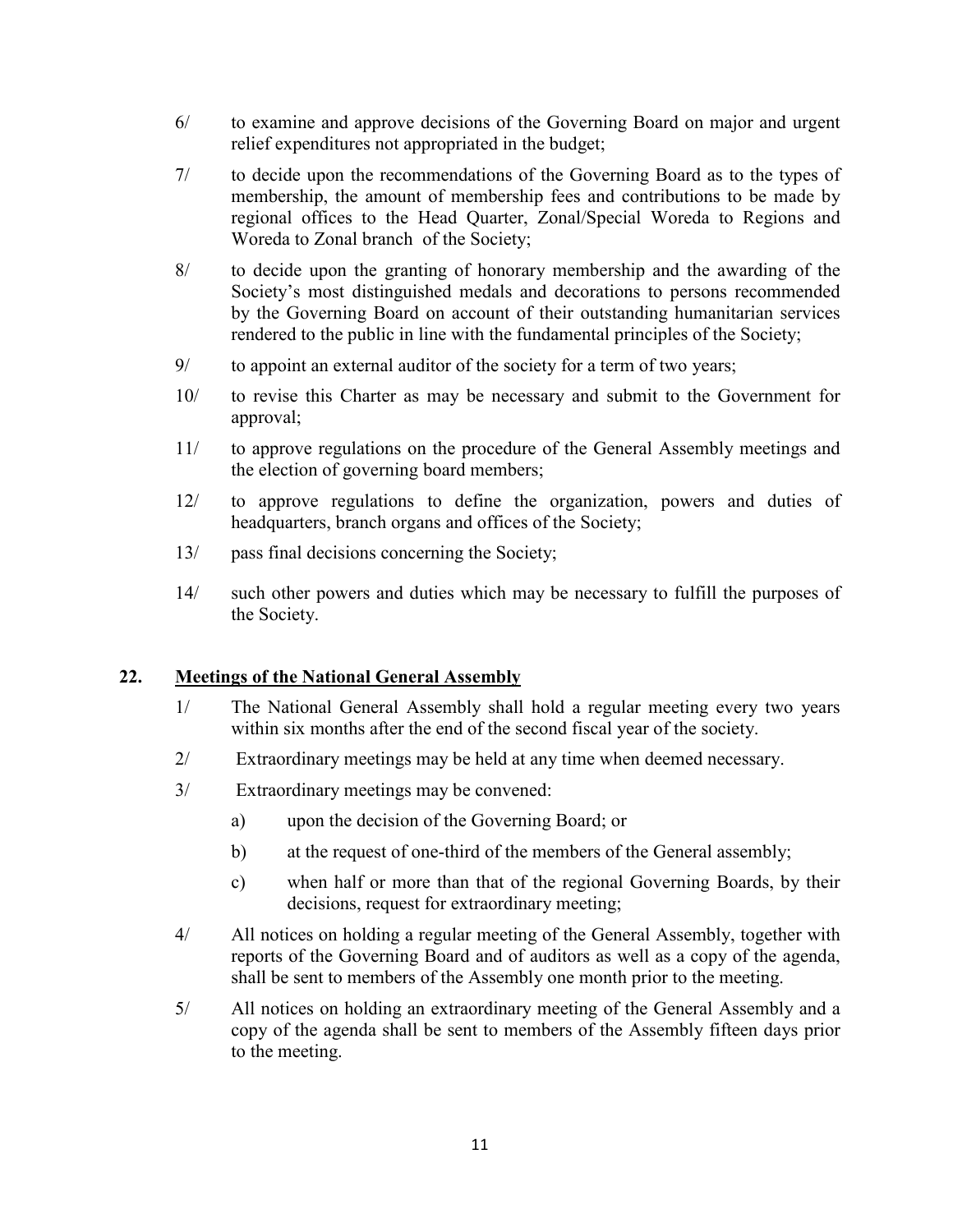6/ to examine and approve decisions of the Governing Board on major and urgent relief expenditures not appropriated in the budget;

7/ to decide upon the recommendations of the Governing Board as to the types of membership, the amount of membership fees and contributions to be made by regional offices to the Head Quarter, Zonal/Special Woreda to Regions and Woreda to Zonal branch of the Society;

8/ to decide upon the granting of honorary membership and the awarding of the Society's most distinguished medals and decorations to persons recommended by the Governing Board on account of their outstanding humanitarian services rendered to the public in line with the fundamental principles of the Society;

9/ to appoint an external auditor of the society for a term of two years;

10/ to revise this Charter as may be necessary and submit to the Government for approval;

11/ to approve regulations on the procedure of the General Assembly meetings and the election of governing board members;

12/ to approve regulations to define the organization, powers and duties of headquarters, branch organs and offices of the Society;

13/ pass final decisions concerning the Society;

14/ such other powers and duties which may be necessary to fulfill the purposes of the Society.

## 22. Meetings of the National General Assembly

1/ The National General Assembly shall hold a regular meeting every two years within six months after the end of the second fiscal year of the society.

2/ Extraordinary meetings may be held at any time when deemed necessary.

3/ Extraordinary meetings may be convened:

a) upon the decision of the Governing Board; or

b) at the request of one-third of the members of the General assembly;

c) when half or more than that of the regional Governing Boards, by their decisions, request for extraordinary meeting;

4/ All notices on holding a regular meeting of the General Assembly, together with reports of the Governing Board and of auditors as well as a copy of the agenda, shall be sent to members of the Assembly one month prior to the meeting.

5/ All notices on holding an extraordinary meeting of the General Assembly and a copy of the agenda shall be sent to members of the Assembly fifteen days prior to the meeting.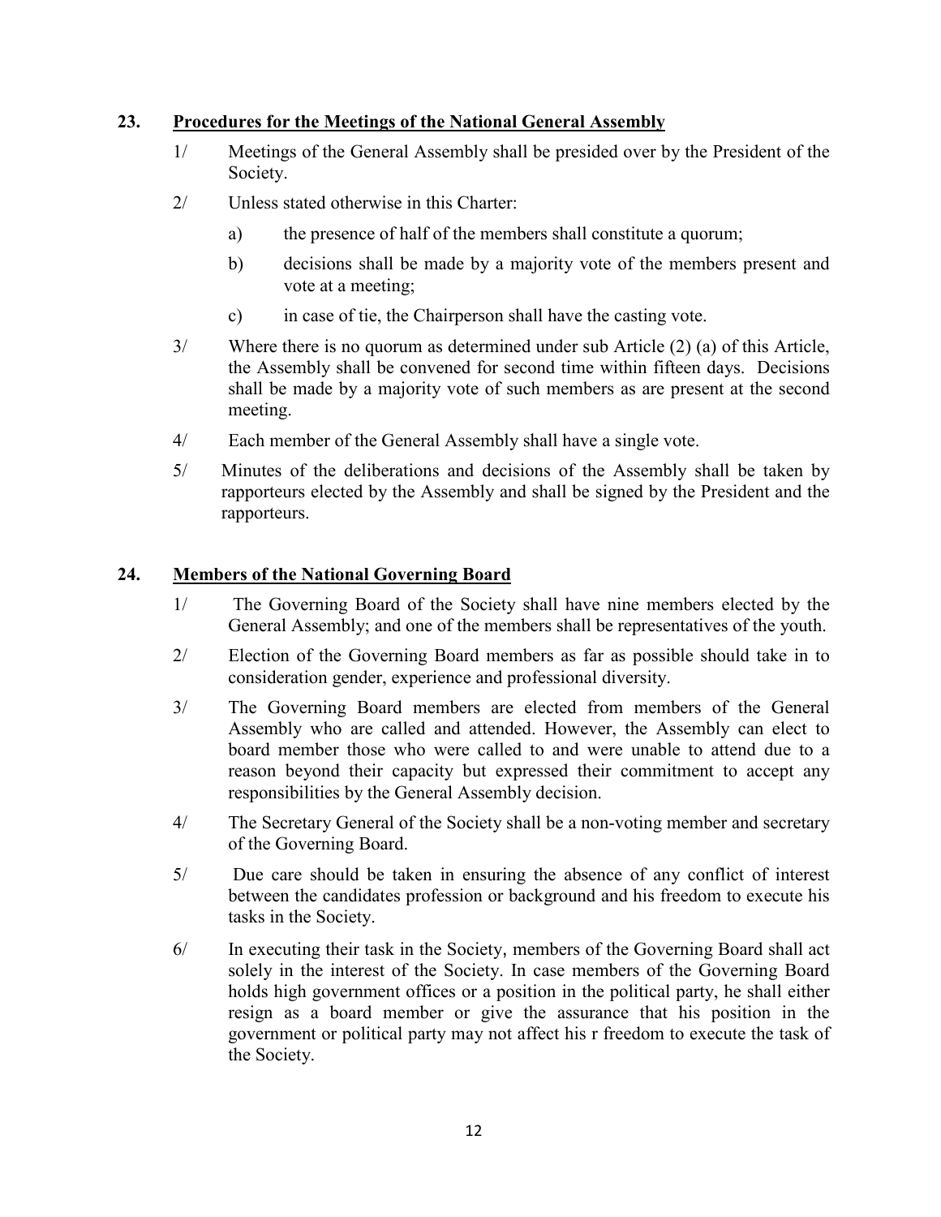## 23. Procedures for the Meetings of the National General Assembly

1/ Meetings of the General Assembly shall be presided over by the President of the Society.

2/ Unless stated otherwise in this Charter:

a) the presence of half of the members shall constitute a quorum;

b) decisions shall be made by a majority vote of the members present and vote at a meeting;

c) in case of tie, the Chairperson shall have the casting vote.

3/ Where there is no quorum as determined under sub Article (2) (a) of this Article, the Assembly shall be convened for second time within fifteen days. Decisions shall be made by a majority vote of such members as are present at the second meeting.

4/ Each member of the General Assembly shall have a single vote.

5/ Minutes of the deliberations and decisions of the Assembly shall be taken by rapporteurs elected by the Assembly and shall be signed by the President and the rapporteurs.

## 24. Members of the National Governing Board

1/ The Governing Board of the Society shall have nine members elected by the General Assembly; and one of the members shall be representatives of the youth.

2/ Election of the Governing Board members as far as possible should take in to consideration gender, experience and professional diversity.

3/ The Governing Board members are elected from members of the General Assembly who are called and attended. However, the Assembly can elect to board member those who were called to and were unable to attend due to a reason beyond their capacity but expressed their commitment to accept any responsibilities by the General Assembly decision.

4/ The Secretary General of the Society shall be a non-voting member and secretary of the Governing Board.

5/ Due care should be taken in ensuring the absence of any conflict of interest between the candidates profession or background and his freedom to execute his tasks in the Society.

6/ In executing their task in the Society, members of the Governing Board shall act solely in the interest of the Society. In case members of the Governing Board holds high government offices or a position in the political party, he shall either resign as a board member or give the assurance that his position in the government or political party may not affect his r freedom to execute the task of the Society.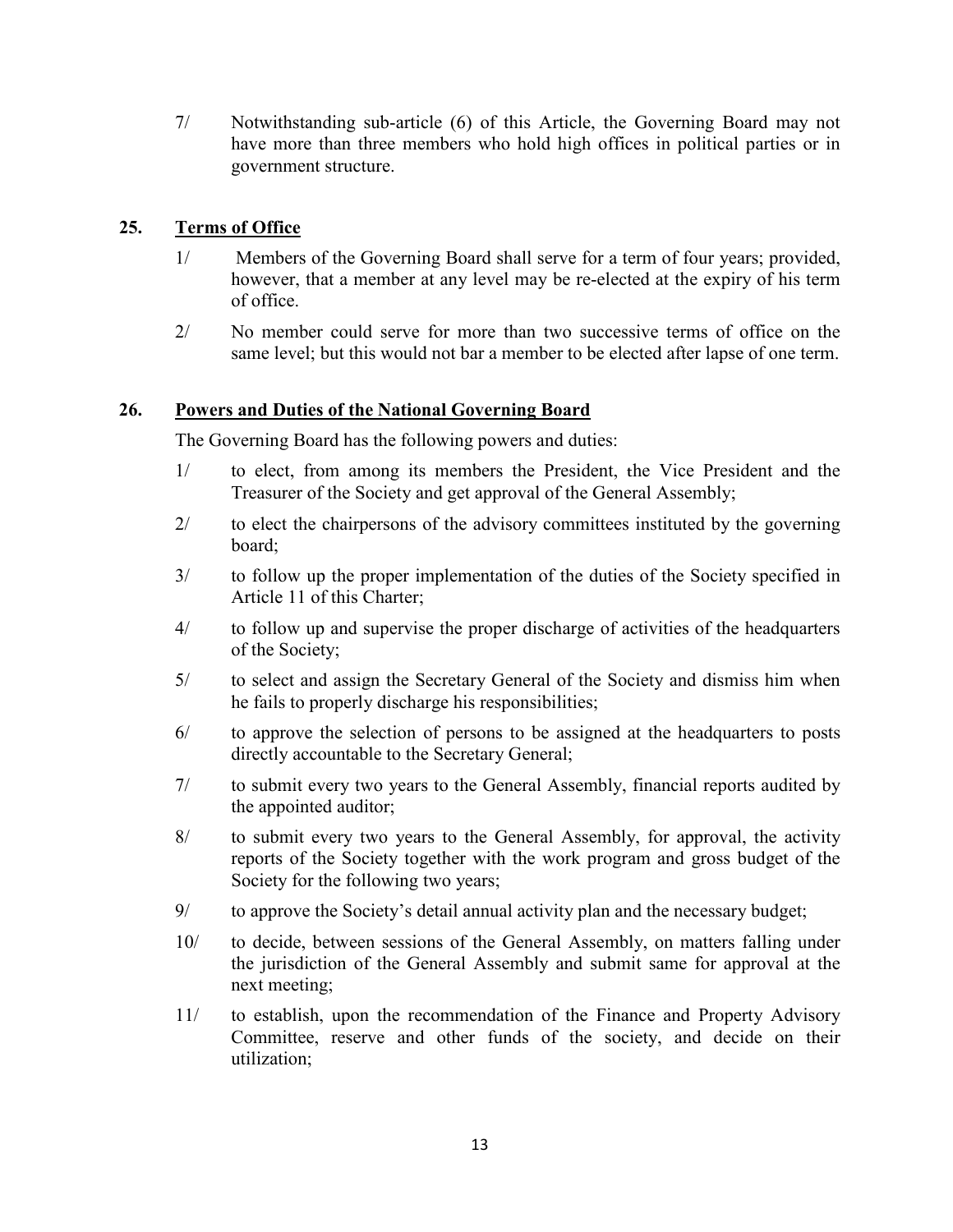7/ Notwithstanding sub-article (6) of this Article, the Governing Board may not have more than three members who hold high offices in political parties or in government structure.

## 25. Terms of Office

1/ Members of the Governing Board shall serve for a term of four years; provided, however, that a member at any level may be re-elected at the expiry of his term of office.

2/ No member could serve for more than two successive terms of office on the same level; but this would not bar a member to be elected after lapse of one term.

## 26. Powers and Duties of the National Governing Board

The Governing Board has the following powers and duties:

1/ to elect, from among its members the President, the Vice President and the Treasurer of the Society and get approval of the General Assembly;

2/ to elect the chairpersons of the advisory committees instituted by the governing board;

3/ to follow up the proper implementation of the duties of the Society specified in Article 11 of this Charter;

4/ to follow up and supervise the proper discharge of activities of the headquarters of the Society;

5/ to select and assign the Secretary General of the Society and dismiss him when he fails to properly discharge his responsibilities;

6/ to approve the selection of persons to be assigned at the headquarters to posts directly accountable to the Secretary General;

7/ to submit every two years to the General Assembly, financial reports audited by the appointed auditor;

8/ to submit every two years to the General Assembly, for approval, the activity reports of the Society together with the work program and gross budget of the Society for the following two years;

9/ to approve the Society's detail annual activity plan and the necessary budget;

10/ to decide, between sessions of the General Assembly, on matters falling under the jurisdiction of the General Assembly and submit same for approval at the next meeting;

11/ to establish, upon the recommendation of the Finance and Property Advisory Committee, reserve and other funds of the society, and decide on their utilization;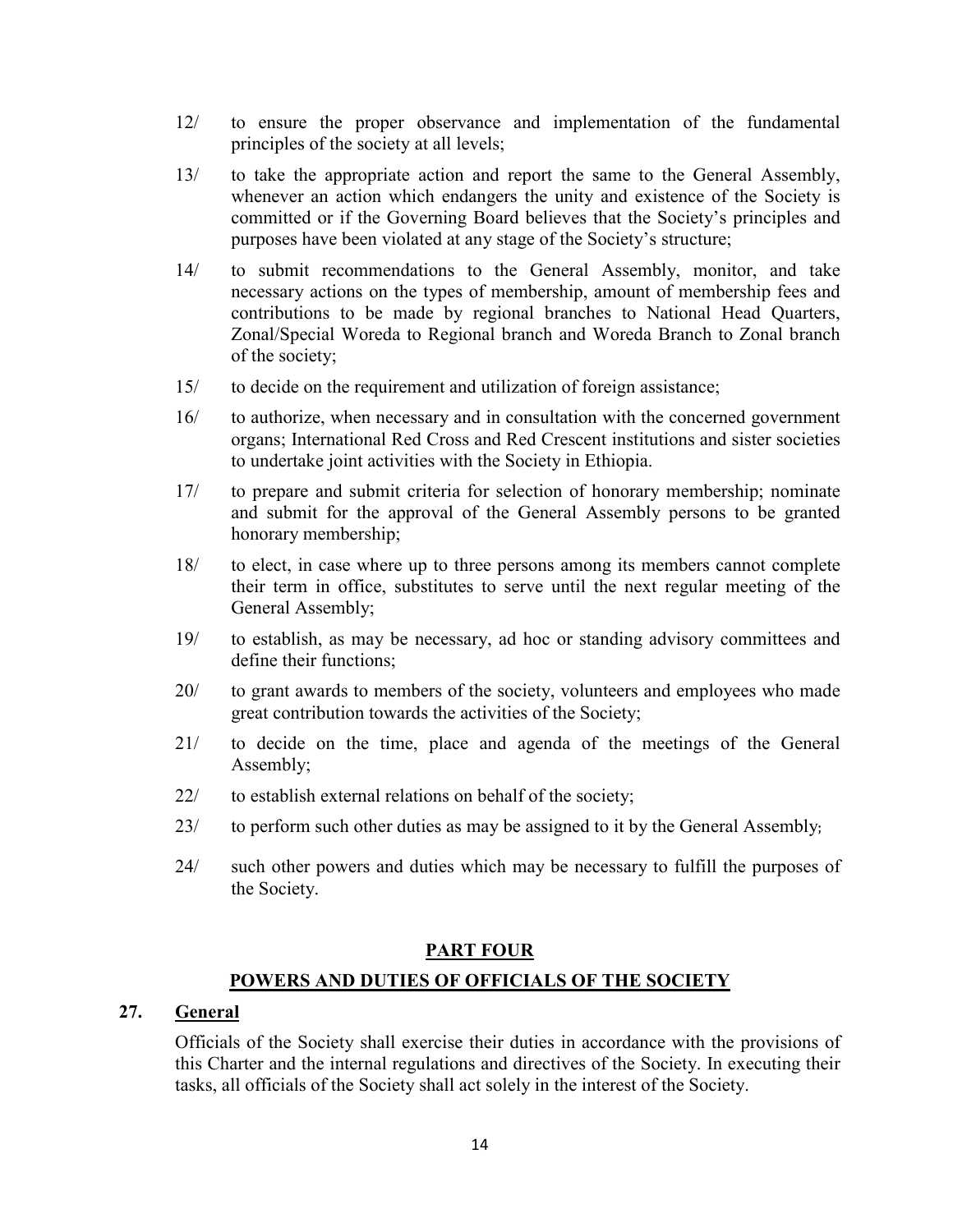12/ to ensure the proper observance and implementation of the fundamental principles of the society at all levels;

13/ to take the appropriate action and report the same to the General Assembly, whenever an action which endangers the unity and existence of the Society is committed or if the Governing Board believes that the Society's principles and purposes have been violated at any stage of the Society's structure;

14/ to submit recommendations to the General Assembly, monitor, and take necessary actions on the types of membership, amount of membership fees and contributions to be made by regional branches to National Head Quarters, Zonal/Special Woreda to Regional branch and Woreda Branch to Zonal branch of the society;

15/ to decide on the requirement and utilization of foreign assistance;

16/ to authorize, when necessary and in consultation with the concerned government organs; International Red Cross and Red Crescent institutions and sister societies to undertake joint activities with the Society in Ethiopia.

17/ to prepare and submit criteria for selection of honorary membership; nominate and submit for the approval of the General Assembly persons to be granted honorary membership;

18/ to elect, in case where up to three persons among its members cannot complete their term in office, substitutes to serve until the next regular meeting of the General Assembly;

19/ to establish, as may be necessary, ad hoc or standing advisory committees and define their functions;

20/ to grant awards to members of the society, volunteers and employees who made great contribution towards the activities of the Society;

21/ to decide on the time, place and agenda of the meetings of the General Assembly;

22/ to establish external relations on behalf of the society;

23/ to perform such other duties as may be assigned to it by the General Assembly;

24/ such other powers and duties which may be necessary to fulfill the purposes of the Society.

## PART FOUR

## POWERS AND DUTIES OF OFFICIALS OF THE SOCIETY

### 27. General

Officials of the Society shall exercise their duties in accordance with the provisions of this Charter and the internal regulations and directives of the Society. In executing their tasks, all officials of the Society shall act solely in the interest of the Society.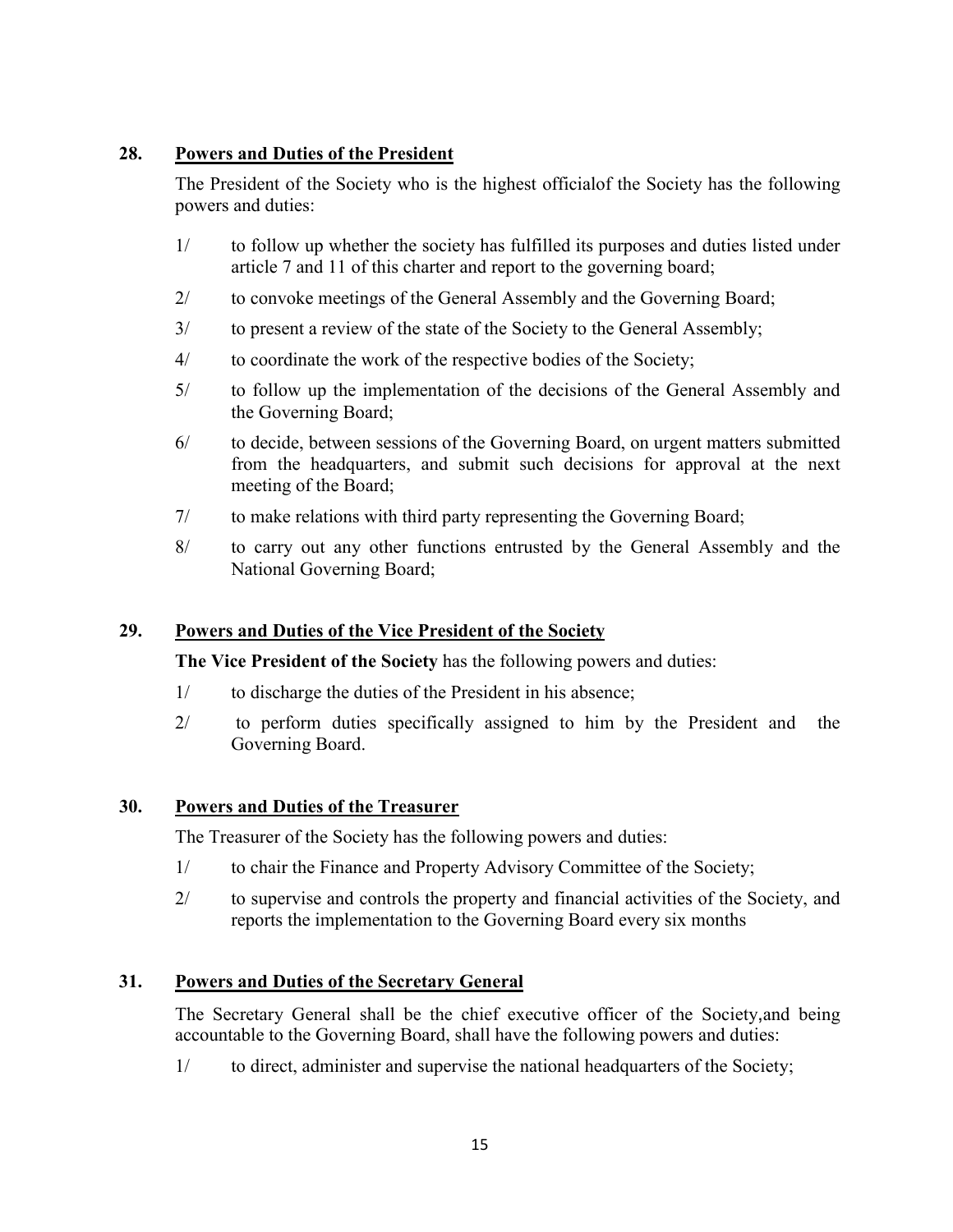### 28. <u>Powers and Duties of the President</u>

The President of the Society who is the highest officialof the Society has the following powers and duties:

1/ to follow up whether the society has fulfilled its purposes and duties listed under article 7 and 11 of this charter and report to the governing board;

2/ to convoke meetings of the General Assembly and the Governing Board;

3/ to present a review of the state of the Society to the General Assembly;

4/ to coordinate the work of the respective bodies of the Society;

5/ to follow up the implementation of the decisions of the General Assembly and the Governing Board;

6/ to decide, between sessions of the Governing Board, on urgent matters submitted from the headquarters, and submit such decisions for approval at the next meeting of the Board;

7/ to make relations with third party representing the Governing Board;

8/ to carry out any other functions entrusted by the General Assembly and the National Governing Board;

### 29. <u>Powers and Duties of the Vice President of the Society</u>

**The Vice President of the Society** has the following powers and duties:

1/ to discharge the duties of the President in his absence;

2/ to perform duties specifically assigned to him by the President and the Governing Board.

### 30. <u>Powers and Duties of the Treasurer</u>

The Treasurer of the Society has the following powers and duties:

1/ to chair the Finance and Property Advisory Committee of the Society;

2/ to supervise and controls the property and financial activities of the Society, and reports the implementation to the Governing Board every six months

### 31. <u>Powers and Duties of the Secretary General</u>

The Secretary General shall be the chief executive officer of the Society,and being accountable to the Governing Board, shall have the following powers and duties:

1/ to direct, administer and supervise the national headquarters of the Society;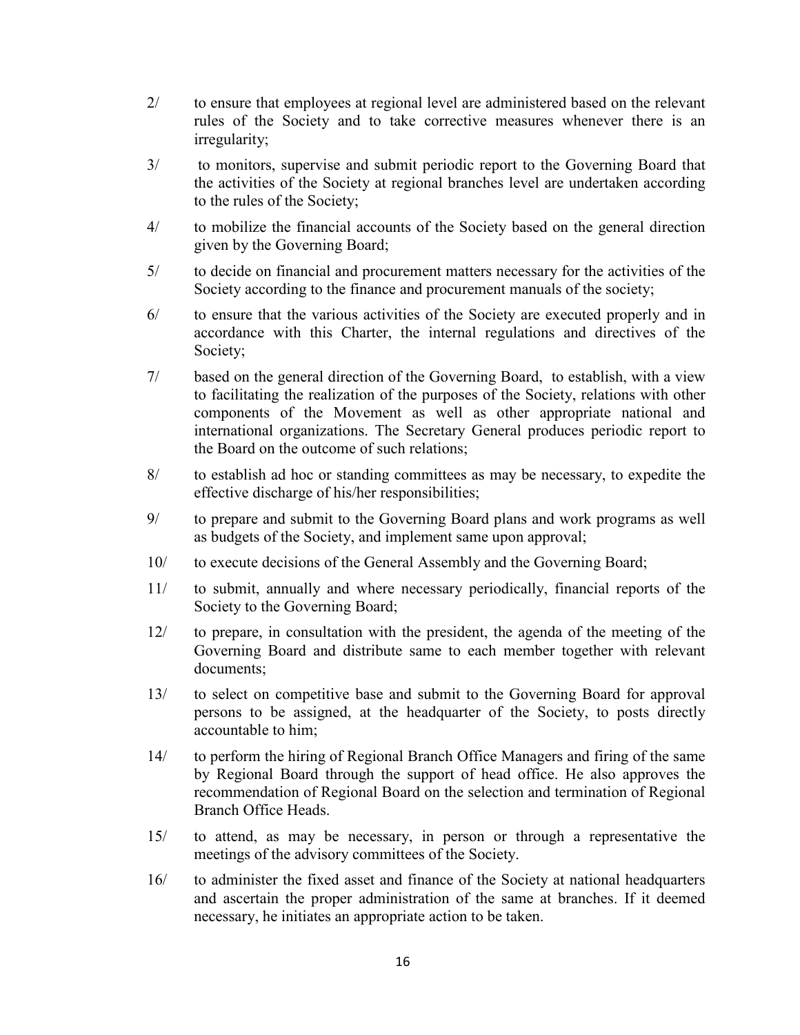2/ to ensure that employees at regional level are administered based on the relevant rules of the Society and to take corrective measures whenever there is an irregularity;

3/ to monitors, supervise and submit periodic report to the Governing Board that the activities of the Society at regional branches level are undertaken according to the rules of the Society;

4/ to mobilize the financial accounts of the Society based on the general direction given by the Governing Board;

5/ to decide on financial and procurement matters necessary for the activities of the Society according to the finance and procurement manuals of the society;

6/ to ensure that the various activities of the Society are executed properly and in accordance with this Charter, the internal regulations and directives of the Society;

7/ based on the general direction of the Governing Board, to establish, with a view to facilitating the realization of the purposes of the Society, relations with other components of the Movement as well as other appropriate national and international organizations. The Secretary General produces periodic report to the Board on the outcome of such relations;

8/ to establish ad hoc or standing committees as may be necessary, to expedite the effective discharge of his/her responsibilities;

9/ to prepare and submit to the Governing Board plans and work programs as well as budgets of the Society, and implement same upon approval;

10/ to execute decisions of the General Assembly and the Governing Board;

11/ to submit, annually and where necessary periodically, financial reports of the Society to the Governing Board;

12/ to prepare, in consultation with the president, the agenda of the meeting of the Governing Board and distribute same to each member together with relevant documents;

13/ to select on competitive base and submit to the Governing Board for approval persons to be assigned, at the headquarter of the Society, to posts directly accountable to him;

14/ to perform the hiring of Regional Branch Office Managers and firing of the same by Regional Board through the support of head office. He also approves the recommendation of Regional Board on the selection and termination of Regional Branch Office Heads.

15/ to attend, as may be necessary, in person or through a representative the meetings of the advisory committees of the Society.

16/ to administer the fixed asset and finance of the Society at national headquarters and ascertain the proper administration of the same at branches. If it deemed necessary, he initiates an appropriate action to be taken.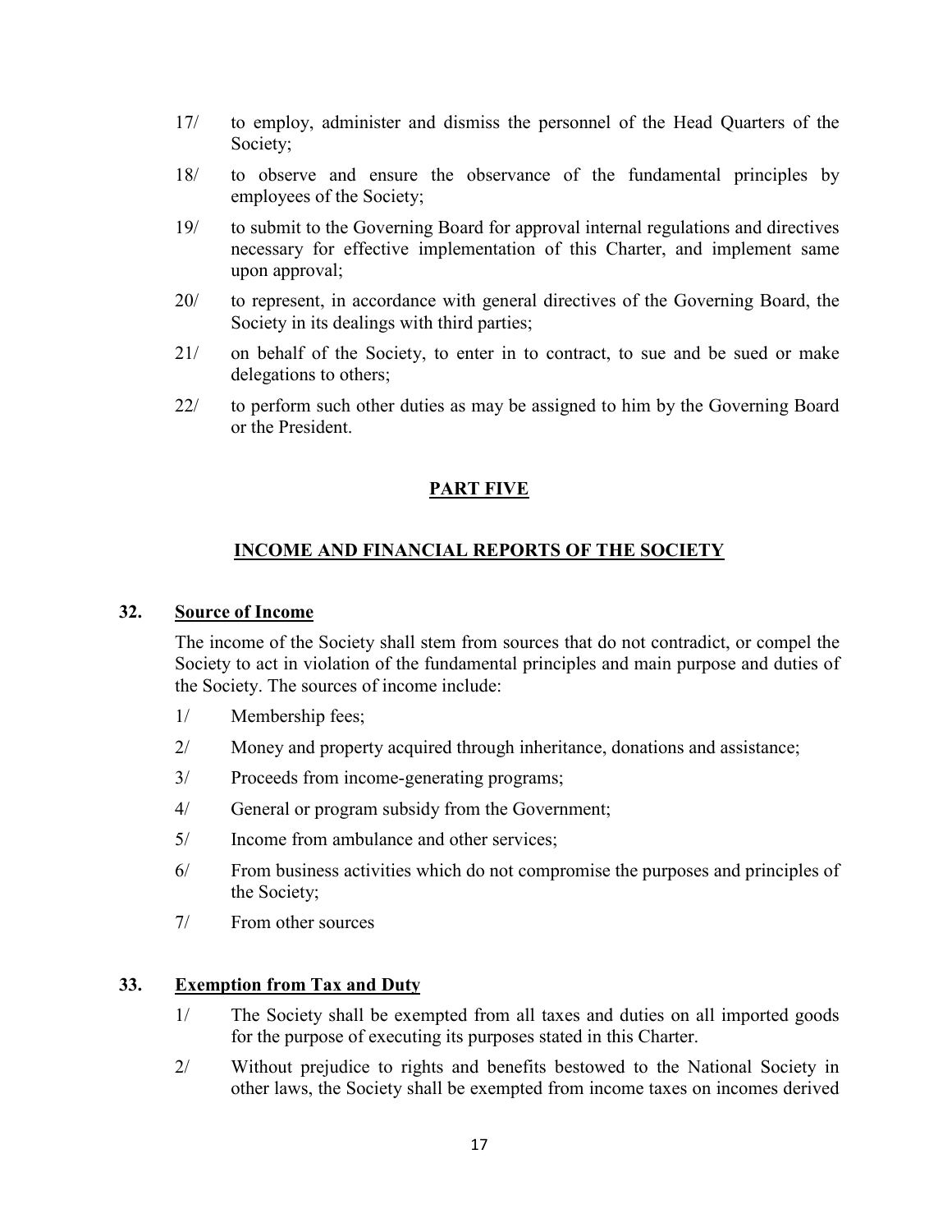17/ to employ, administer and dismiss the personnel of the Head Quarters of the Society;

18/ to observe and ensure the observance of the fundamental principles by employees of the Society;

19/ to submit to the Governing Board for approval internal regulations and directives necessary for effective implementation of this Charter, and implement same upon approval;

20/ to represent, in accordance with general directives of the Governing Board, the Society in its dealings with third parties;

21/ on behalf of the Society, to enter in to contract, to sue and be sued or make delegations to others;

22/ to perform such other duties as may be assigned to him by the Governing Board or the President.

## PART FIVE

## INCOME AND FINANCIAL REPORTS OF THE SOCIETY

### 32. Source of Income

The income of the Society shall stem from sources that do not contradict, or compel the Society to act in violation of the fundamental principles and main purpose and duties of the Society. The sources of income include:

1/ Membership fees;

2/ Money and property acquired through inheritance, donations and assistance;

3/ Proceeds from income-generating programs;

4/ General or program subsidy from the Government;

5/ Income from ambulance and other services;

6/ From business activities which do not compromise the purposes and principles of the Society;

7/ From other sources

### 33. Exemption from Tax and Duty

1/ The Society shall be exempted from all taxes and duties on all imported goods for the purpose of executing its purposes stated in this Charter.

2/ Without prejudice to rights and benefits bestowed to the National Society in other laws, the Society shall be exempted from income taxes on incomes derived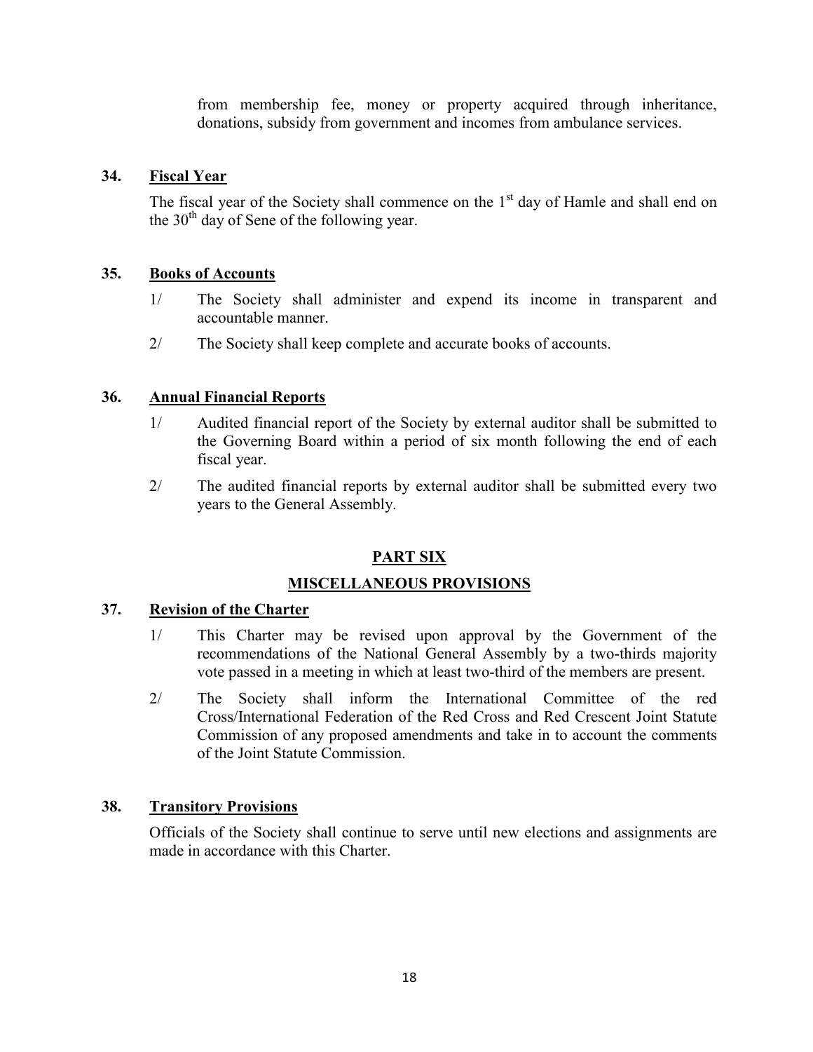from membership fee, money or property acquired through inheritance, donations, subsidy from government and incomes from ambulance services.

### 34. Fiscal Year

The fiscal year of the Society shall commence on the 1st day of Hamle and shall end on the 30th day of Sene of the following year.

### 35. Books of Accounts

1/ The Society shall administer and expend its income in transparent and accountable manner.

2/ The Society shall keep complete and accurate books of accounts.

### 36. Annual Financial Reports

1/ Audited financial report of the Society by external auditor shall be submitted to the Governing Board within a period of six month following the end of each fiscal year.

2/ The audited financial reports by external auditor shall be submitted every two years to the General Assembly.

## PART SIX

## MISCELLANEOUS PROVISIONS

### 37. Revision of the Charter

1/ This Charter may be revised upon approval by the Government of the recommendations of the National General Assembly by a two-thirds majority vote passed in a meeting in which at least two-third of the members are present.

2/ The Society shall inform the International Committee of the red Cross/International Federation of the Red Cross and Red Crescent Joint Statute Commission of any proposed amendments and take in to account the comments of the Joint Statute Commission.

### 38. Transitory Provisions

Officials of the Society shall continue to serve until new elections and assignments are made in accordance with this Charter.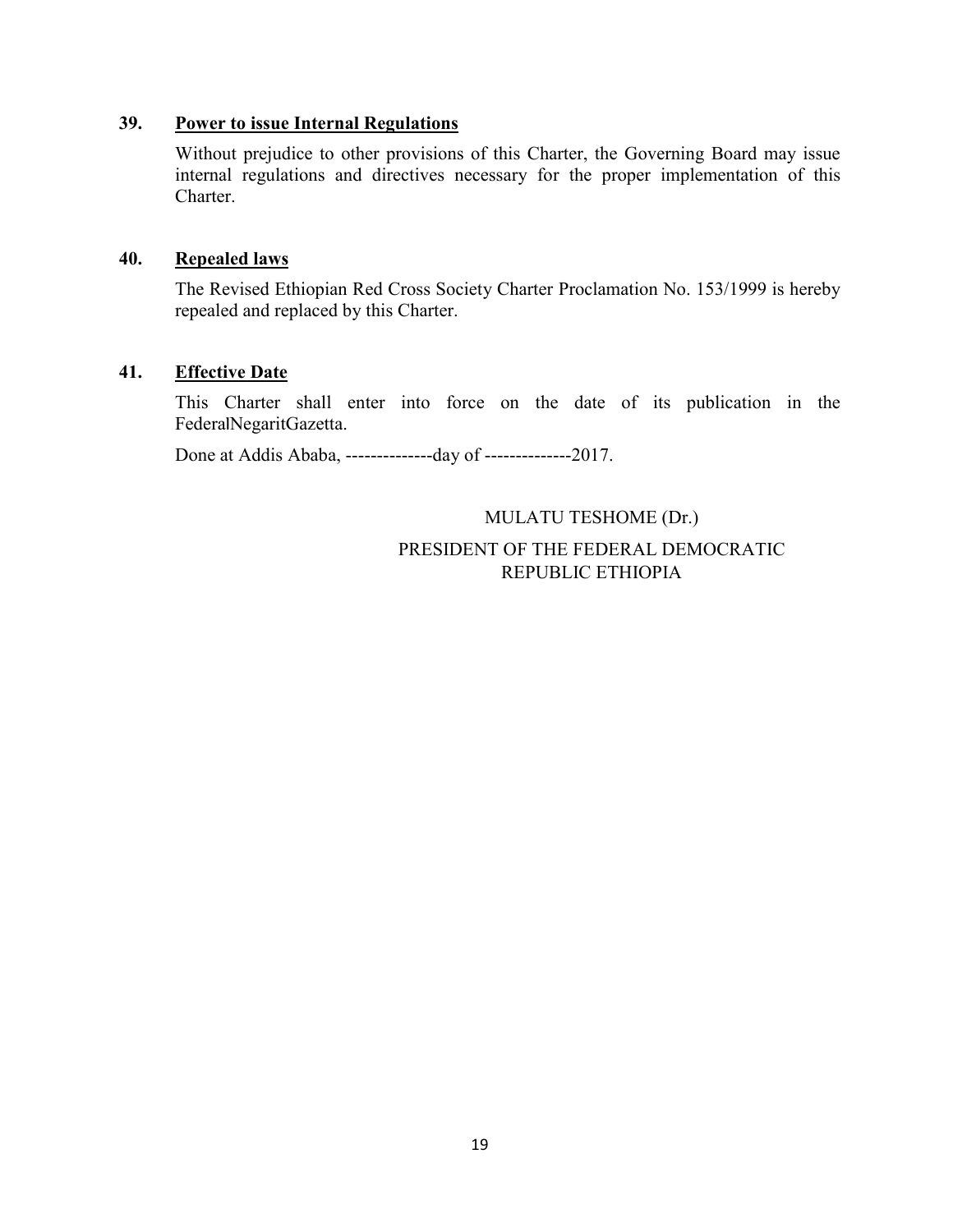**39. Power to issue Internal Regulations**

Without prejudice to other provisions of this Charter, the Governing Board may issue internal regulations and directives necessary for the proper implementation of this Charter.

**40. Repealed laws**

The Revised Ethiopian Red Cross Society Charter Proclamation No. 153/1999 is hereby repealed and replaced by this Charter.

**41. Effective Date**

This Charter shall enter into force on the date of its publication in the FederalNegaritGazetta.

Done at Addis Ababa, --------------day of --------------2017.

MULATU TESHOME (Dr.)

PRESIDENT OF THE FEDERAL DEMOCRATIC REPUBLIC ETHIOPIA